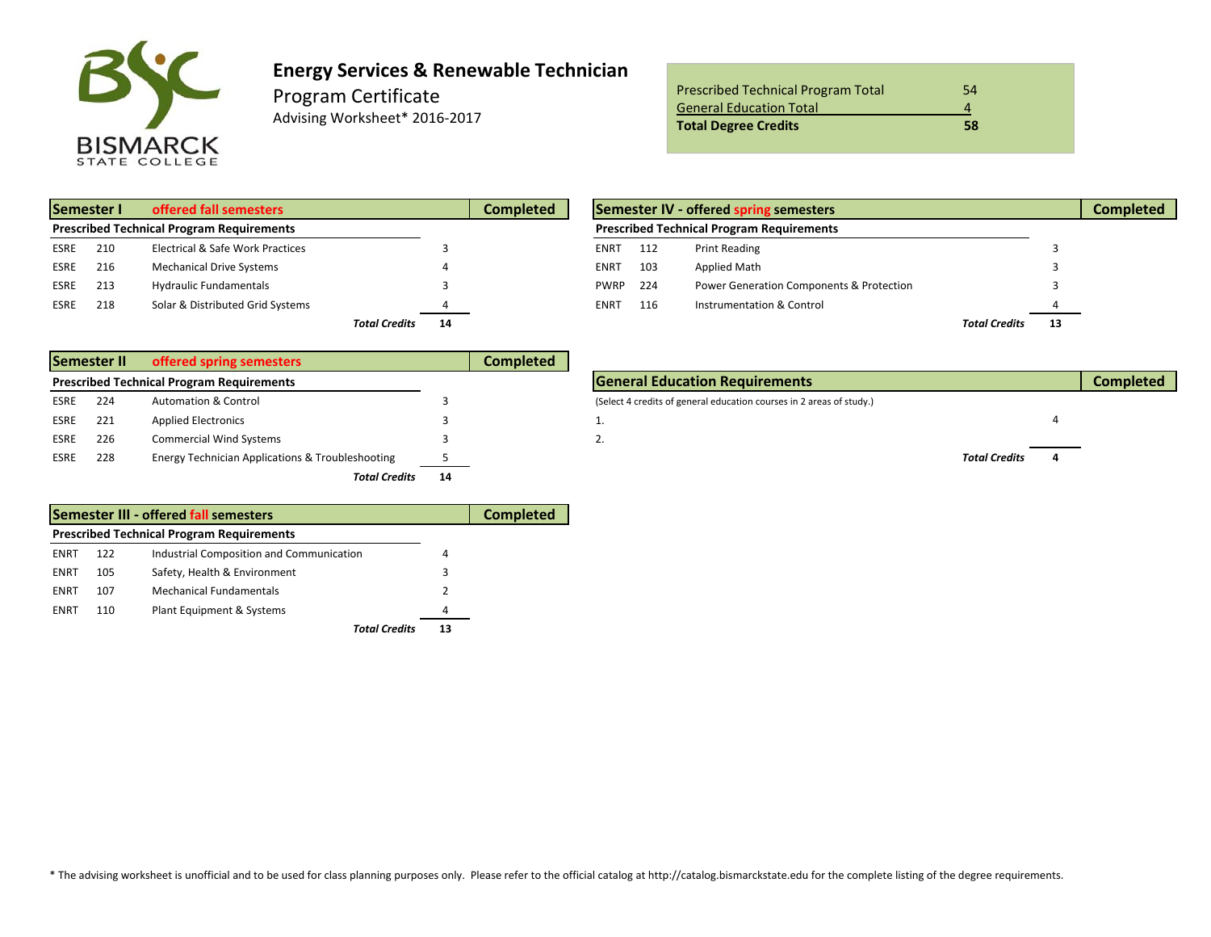BISMARCK STATE COLLEGE

# Energy Services & Renewable Technician

Program Certificate

Advising Worksheet* 2016-2017

| | |
|---|---|
| Prescribed Technical Program Total | 54 |
| General Education Total | 4 |
| **Total Degree Credits** | **58** |

## Semester I offered fall semesters

| Prescribed Technical Program Requirements | | | | Completed |
|---|---|---|---|---|
| ESRE | 210 | Electrical & Safe Work Practices | 3 | |
| ESRE | 216 | Mechanical Drive Systems | 4 | |
| ESRE | 213 | Hydraulic Fundamentals | 3 | |
| ESRE | 218 | Solar & Distributed Grid Systems | 4 | |
| | | ***Total Credits*** | **14** | |

## Semester II offered spring semesters

| Prescribed Technical Program Requirements | | | | Completed |
|---|---|---|---|---|
| ESRE | 224 | Automation & Control | 3 | |
| ESRE | 221 | Applied Electronics | 3 | |
| ESRE | 226 | Commercial Wind Systems | 3 | |
| ESRE | 228 | Energy Technician Applications & Troubleshooting | 5 | |
| | | ***Total Credits*** | **14** | |

## Semester III - offered fall semesters

| Prescribed Technical Program Requirements | | | | Completed |
|---|---|---|---|---|
| ENRT | 122 | Industrial Composition and Communication | 4 | |
| ENRT | 105 | Safety, Health & Environment | 3 | |
| ENRT | 107 | Mechanical Fundamentals | 2 | |
| ENRT | 110 | Plant Equipment & Systems | 4 | |
| | | ***Total Credits*** | **13** | |

## Semester IV - offered spring semesters

| Prescribed Technical Program Requirements | | | | Completed |
|---|---|---|---|---|
| ENRT | 112 | Print Reading | 3 | |
| ENRT | 103 | Applied Math | 3 | |
| PWRP | 224 | Power Generation Components & Protection | 3 | |
| ENRT | 116 | Instrumentation & Control | 4 | |
| | | ***Total Credits*** | **13** | |

## General Education Requirements

(Select 4 credits of general education courses in 2 areas of study.)

| | | Completed |
|---|---|---|
| 1. | 4 | |
| 2. | | |
| ***Total Credits*** | **4** | |

* The advising worksheet is unofficial and to be used for class planning purposes only. Please refer to the official catalog at http://catalog.bismarckstate.edu for the complete listing of the degree requirements.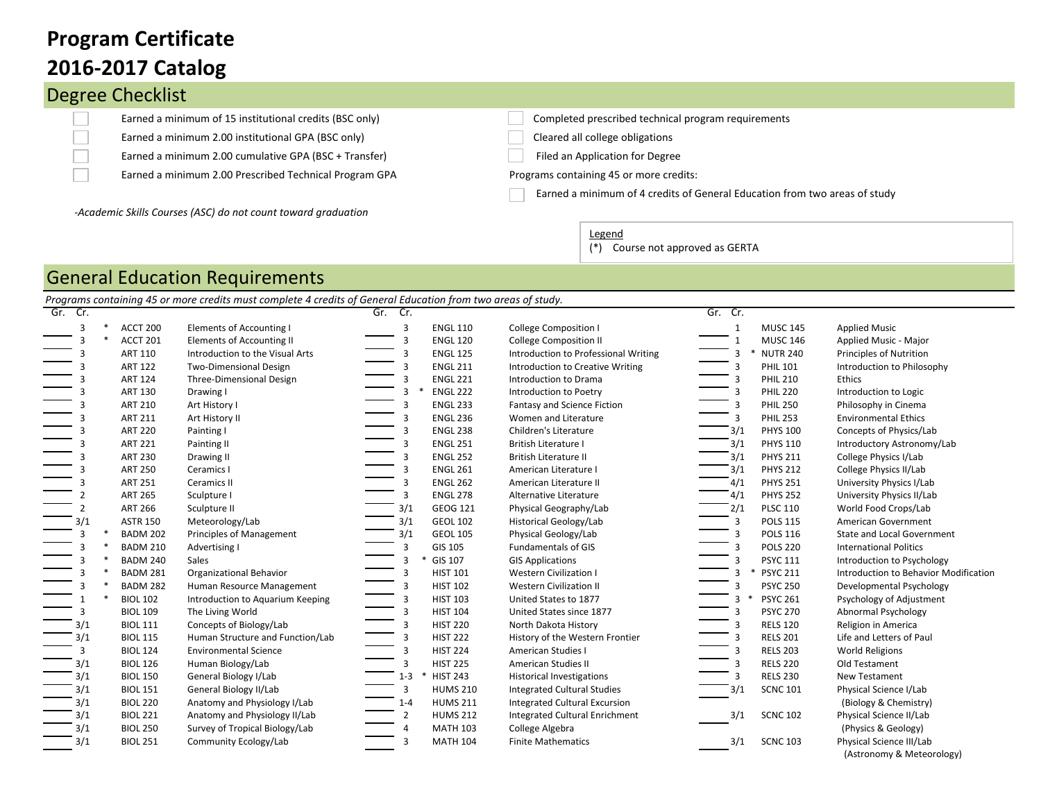# Program Certificate

# 2016-2017 Catalog

## Degree Checklist

- ☐ Earned a minimum of 15 institutional credits (BSC only)
- ☐ Earned a minimum 2.00 institutional GPA (BSC only)
- ☐ Earned a minimum 2.00 cumulative GPA (BSC + Transfer)
- ☐ Earned a minimum 2.00 Prescribed Technical Program GPA
- ☐ Completed prescribed technical program requirements
- ☐ Cleared all college obligations
- ☐ Filed an Application for Degree

Programs containing 45 or more credits:

- ☐ Earned a minimum of 4 credits of General Education from two areas of study

*-Academic Skills Courses (ASC) do not count toward graduation*

Legend
(*) Course not approved as GERTA

## General Education Requirements

*Programs containing 45 or more credits must complete 4 credits of General Education from two areas of study.*

| Gr. | Cr. | | Course | Title |
|---|---|---|---|---|
| | 3 | * | ACCT 200 | Elements of Accounting I |
| | 3 | * | ACCT 201 | Elements of Accounting II |
| | 3 | | ART 110 | Introduction to the Visual Arts |
| | 3 | | ART 122 | Two-Dimensional Design |
| | 3 | | ART 124 | Three-Dimensional Design |
| | 3 | | ART 130 | Drawing I |
| | 3 | | ART 210 | Art History I |
| | 3 | | ART 211 | Art History II |
| | 3 | | ART 220 | Painting I |
| | 3 | | ART 221 | Painting II |
| | 3 | | ART 230 | Drawing II |
| | 3 | | ART 250 | Ceramics I |
| | 3 | | ART 251 | Ceramics II |
| | 2 | | ART 265 | Sculpture I |
| | 2 | | ART 266 | Sculpture II |
| | 3/1 | | ASTR 150 | Meteorology/Lab |
| | 3 | * | BADM 202 | Principles of Management |
| | 3 | * | BADM 210 | Advertising I |
| | 3 | * | BADM 240 | Sales |
| | 3 | * | BADM 281 | Organizational Behavior |
| | 3 | * | BADM 282 | Human Resource Management |
| | 1 | * | BIOL 102 | Introduction to Aquarium Keeping |
| | 3 | | BIOL 109 | The Living World |
| | 3/1 | | BIOL 111 | Concepts of Biology/Lab |
| | 3/1 | | BIOL 115 | Human Structure and Function/Lab |
| | 3 | | BIOL 124 | Environmental Science |
| | 3/1 | | BIOL 126 | Human Biology/Lab |
| | 3/1 | | BIOL 150 | General Biology I/Lab |
| | 3/1 | | BIOL 151 | General Biology II/Lab |
| | 3/1 | | BIOL 220 | Anatomy and Physiology I/Lab |
| | 3/1 | | BIOL 221 | Anatomy and Physiology II/Lab |
| | 3/1 | | BIOL 250 | Survey of Tropical Biology/Lab |
| | 3/1 | | BIOL 251 | Community Ecology/Lab |
| | 3 | | ENGL 110 | College Composition I |
| | 3 | | ENGL 120 | College Composition II |
| | 3 | | ENGL 125 | Introduction to Professional Writing |
| | 3 | | ENGL 211 | Introduction to Creative Writing |
| | 3 | | ENGL 221 | Introduction to Drama |
| | 3 | * | ENGL 222 | Introduction to Poetry |
| | 3 | | ENGL 233 | Fantasy and Science Fiction |
| | 3 | | ENGL 236 | Women and Literature |
| | 3 | | ENGL 238 | Children's Literature |
| | 3 | | ENGL 251 | British Literature I |
| | 3 | | ENGL 252 | British Literature II |
| | 3 | | ENGL 261 | American Literature I |
| | 3 | | ENGL 262 | American Literature II |
| | 3 | | ENGL 278 | Alternative Literature |
| | 3/1 | | GEOG 121 | Physical Geography/Lab |
| | 3/1 | | GEOL 102 | Historical Geology/Lab |
| | 3/1 | | GEOL 105 | Physical Geology/Lab |
| | 3 | | GIS 105 | Fundamentals of GIS |
| | 3 | * | GIS 107 | GIS Applications |
| | 3 | | HIST 101 | Western Civilization I |
| | 3 | | HIST 102 | Western Civilization II |
| | 3 | | HIST 103 | United States to 1877 |
| | 3 | | HIST 104 | United States since 1877 |
| | 3 | | HIST 220 | North Dakota History |
| | 3 | | HIST 222 | History of the Western Frontier |
| | 3 | | HIST 224 | American Studies I |
| | 3 | | HIST 225 | American Studies II |
| | 1-3 | * | HIST 243 | Historical Investigations |
| | 3 | | HUMS 210 | Integrated Cultural Studies |
| | 1-4 | | HUMS 211 | Integrated Cultural Excursion |
| | 2 | | HUMS 212 | Integrated Cultural Enrichment |
| | 4 | | MATH 103 | College Algebra |
| | 3 | | MATH 104 | Finite Mathematics |
| | 1 | | MUSC 145 | Applied Music |
| | 1 | | MUSC 146 | Applied Music - Major |
| | 3 | * | NUTR 240 | Principles of Nutrition |
| | 3 | | PHIL 101 | Introduction to Philosophy |
| | 3 | | PHIL 210 | Ethics |
| | 3 | | PHIL 220 | Introduction to Logic |
| | 3 | | PHIL 250 | Philosophy in Cinema |
| | 3 | | PHIL 253 | Environmental Ethics |
| | 3/1 | | PHYS 100 | Concepts of Physics/Lab |
| | 3/1 | | PHYS 110 | Introductory Astronomy/Lab |
| | 3/1 | | PHYS 211 | College Physics I/Lab |
| | 3/1 | | PHYS 212 | College Physics II/Lab |
| | 4/1 | | PHYS 251 | University Physics I/Lab |
| | 4/1 | | PHYS 252 | University Physics II/Lab |
| | 2/1 | | PLSC 110 | World Food Crops/Lab |
| | 3 | | POLS 115 | American Government |
| | 3 | | POLS 116 | State and Local Government |
| | 3 | | POLS 220 | International Politics |
| | 3 | | PSYC 111 | Introduction to Psychology |
| | 3 | * | PSYC 211 | Introduction to Behavior Modification |
| | 3 | | PSYC 250 | Developmental Psychology |
| | 3 | * | PSYC 261 | Psychology of Adjustment |
| | 3 | | PSYC 270 | Abnormal Psychology |
| | 3 | | RELS 120 | Religion in America |
| | 3 | | RELS 201 | Life and Letters of Paul |
| | 3 | | RELS 203 | World Religions |
| | 3 | | RELS 220 | Old Testament |
| | 3 | | RELS 230 | New Testament |
| | 3/1 | | SCNC 101 | Physical Science I/Lab (Biology & Chemistry) |
| | 3/1 | | SCNC 102 | Physical Science II/Lab (Physics & Geology) |
| | 3/1 | | SCNC 103 | Physical Science III/Lab (Astronomy & Meteorology) |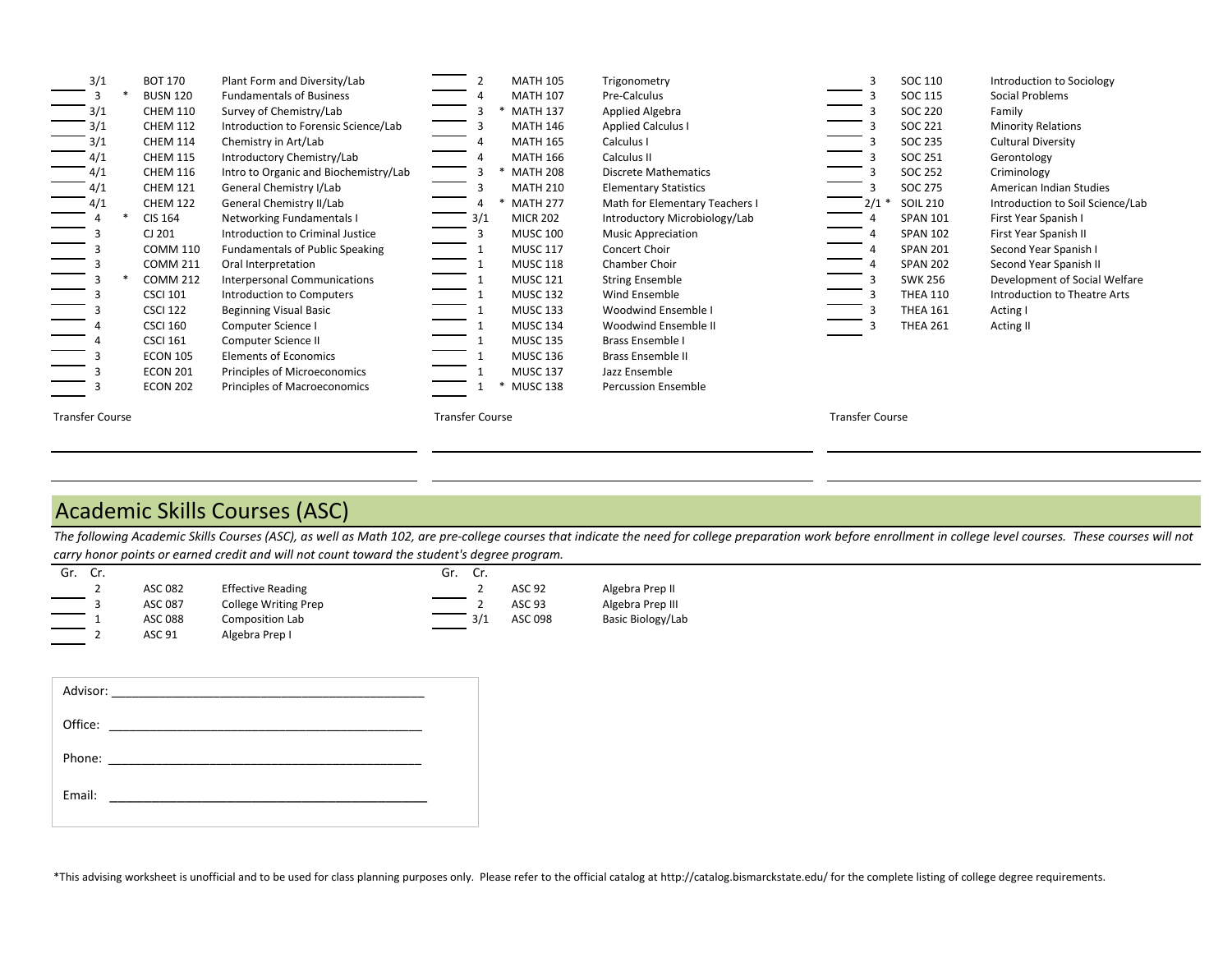| | Cr. | | Course | Title |
|---|---|---|---|---|
| | 3/1 | | BOT 170 | Plant Form and Diversity/Lab |
| | 3 | * | BUSN 120 | Fundamentals of Business |
| | 3/1 | | CHEM 110 | Survey of Chemistry/Lab |
| | 3/1 | | CHEM 112 | Introduction to Forensic Science/Lab |
| | 3/1 | | CHEM 114 | Chemistry in Art/Lab |
| | 4/1 | | CHEM 115 | Introductory Chemistry/Lab |
| | 4/1 | | CHEM 116 | Intro to Organic and Biochemistry/Lab |
| | 4/1 | | CHEM 121 | General Chemistry I/Lab |
| | 4/1 | | CHEM 122 | General Chemistry II/Lab |
| | 4 | * | CIS 164 | Networking Fundamentals I |
| | 3 | | CJ 201 | Introduction to Criminal Justice |
| | 3 | | COMM 110 | Fundamentals of Public Speaking |
| | 3 | | COMM 211 | Oral Interpretation |
| | 3 | * | COMM 212 | Interpersonal Communications |
| | 3 | | CSCI 101 | Introduction to Computers |
| | 3 | | CSCI 122 | Beginning Visual Basic |
| | 4 | | CSCI 160 | Computer Science I |
| | 4 | | CSCI 161 | Computer Science II |
| | 3 | | ECON 105 | Elements of Economics |
| | 3 | | ECON 201 | Principles of Microeconomics |
| | 3 | | ECON 202 | Principles of Macroeconomics |

Transfer Course

| | Cr. | | Course | Title |
|---|---|---|---|---|
| | 2 | | MATH 105 | Trigonometry |
| | 4 | | MATH 107 | Pre-Calculus |
| | 3 | * | MATH 137 | Applied Algebra |
| | 3 | | MATH 146 | Applied Calculus I |
| | 4 | | MATH 165 | Calculus I |
| | 4 | | MATH 166 | Calculus II |
| | 3 | * | MATH 208 | Discrete Mathematics |
| | 3 | | MATH 210 | Elementary Statistics |
| | 4 | * | MATH 277 | Math for Elementary Teachers I |
| | 3/1 | | MICR 202 | Introductory Microbiology/Lab |
| | 3 | | MUSC 100 | Music Appreciation |
| | 1 | | MUSC 117 | Concert Choir |
| | 1 | | MUSC 118 | Chamber Choir |
| | 1 | | MUSC 121 | String Ensemble |
| | 1 | | MUSC 132 | Wind Ensemble |
| | 1 | | MUSC 133 | Woodwind Ensemble I |
| | 1 | | MUSC 134 | Woodwind Ensemble II |
| | 1 | | MUSC 135 | Brass Ensemble I |
| | 1 | | MUSC 136 | Brass Ensemble II |
| | 1 | | MUSC 137 | Jazz Ensemble |
| | 1 | * | MUSC 138 | Percussion Ensemble |

Transfer Course

| | Cr. | | Course | Title |
|---|---|---|---|---|
| | 3 | | SOC 110 | Introduction to Sociology |
| | 3 | | SOC 115 | Social Problems |
| | 3 | | SOC 220 | Family |
| | 3 | | SOC 221 | Minority Relations |
| | 3 | | SOC 235 | Cultural Diversity |
| | 3 | | SOC 251 | Gerontology |
| | 3 | | SOC 252 | Criminology |
| | 3 | | SOC 275 | American Indian Studies |
| | 2/1 | * | SOIL 210 | Introduction to Soil Science/Lab |
| | 4 | | SPAN 101 | First Year Spanish I |
| | 4 | | SPAN 102 | First Year Spanish II |
| | 4 | | SPAN 201 | Second Year Spanish I |
| | 4 | | SPAN 202 | Second Year Spanish II |
| | 3 | | SWK 256 | Development of Social Welfare |
| | 3 | | THEA 110 | Introduction to Theatre Arts |
| | 3 | | THEA 161 | Acting I |
| | 3 | | THEA 261 | Acting II |

Transfer Course

## Academic Skills Courses (ASC)

*The following Academic Skills Courses (ASC), as well as Math 102, are pre-college courses that indicate the need for college preparation work before enrollment in college level courses. These courses will not carry honor points or earned credit and will not count toward the student's degree program.*

| Gr. | Cr. | Course | Title |
|---|---|---|---|
| | 2 | ASC 082 | Effective Reading |
| | 3 | ASC 087 | College Writing Prep |
| | 1 | ASC 088 | Composition Lab |
| | 2 | ASC 91 | Algebra Prep I |

| Gr. | Cr. | Course | Title |
|---|---|---|---|
| | 2 | ASC 92 | Algebra Prep II |
| | 2 | ASC 93 | Algebra Prep III |
| | 3/1 | ASC 098 | Basic Biology/Lab |

Advisor: ______________________________

Office: ______________________________

Phone: ______________________________

Email: ______________________________

*This advising worksheet is unofficial and to be used for class planning purposes only. Please refer to the official catalog at http://catalog.bismarckstate.edu/ for the complete listing of college degree requirements.